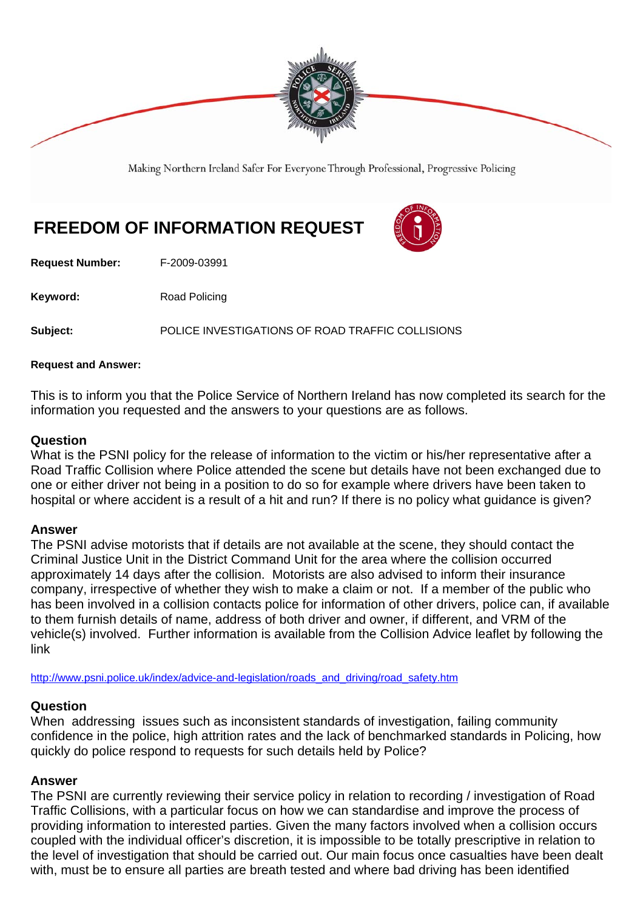Making Northern Ireland Safer For Everyone Through Professional, Progressive Policing

# FREEDOM OF INFORMATION REQUEST

**Request Number:** F-2009-03991

**Keyword:** Road Policing

**Subject:** POLICE INVESTIGATIONS OF ROAD TRAFFIC COLLISIONS

**Request and Answer:**

This is to inform you that the Police Service of Northern Ireland has now completed its search for the information you requested and the answers to your questions are as follows.

### Question

What is the PSNI policy for the release of information to the victim or his/her representative after a Road Traffic Collision where Police attended the scene but details have not been exchanged due to one or either driver not being in a position to do so for example where drivers have been taken to hospital or where accident is a result of a hit and run? If there is no policy what guidance is given?

### Answer

The PSNI advise motorists that if details are not available at the scene, they should contact the Criminal Justice Unit in the District Command Unit for the area where the collision occurred approximately 14 days after the collision. Motorists are also advised to inform their insurance company, irrespective of whether they wish to make a claim or not. If a member of the public who has been involved in a collision contacts police for information of other drivers, police can, if available to them furnish details of name, address of both driver and owner, if different, and VRM of the vehicle(s) involved. Further information is available from the Collision Advice leaflet by following the link

http://www.psni.police.uk/index/advice-and-legislation/roads_and_driving/road_safety.htm

### Question

When addressing issues such as inconsistent standards of investigation, failing community confidence in the police, high attrition rates and the lack of benchmarked standards in Policing, how quickly do police respond to requests for such details held by Police?

### Answer

The PSNI are currently reviewing their service policy in relation to recording / investigation of Road Traffic Collisions, with a particular focus on how we can standardise and improve the process of providing information to interested parties. Given the many factors involved when a collision occurs coupled with the individual officer's discretion, it is impossible to be totally prescriptive in relation to the level of investigation that should be carried out. Our main focus once casualties have been dealt with, must be to ensure all parties are breath tested and where bad driving has been identified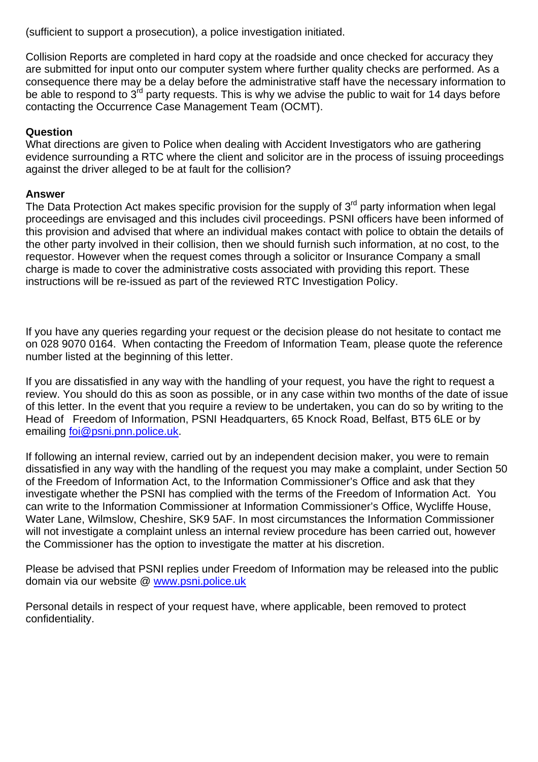(sufficient to support a prosecution), a police investigation initiated.

Collision Reports are completed in hard copy at the roadside and once checked for accuracy they are submitted for input onto our computer system where further quality checks are performed. As a consequence there may be a delay before the administrative staff have the necessary information to be able to respond to 3rd party requests. This is why we advise the public to wait for 14 days before contacting the Occurrence Case Management Team (OCMT).

**Question**
What directions are given to Police when dealing with Accident Investigators who are gathering evidence surrounding a RTC where the client and solicitor are in the process of issuing proceedings against the driver alleged to be at fault for the collision?

**Answer**
The Data Protection Act makes specific provision for the supply of 3rd party information when legal proceedings are envisaged and this includes civil proceedings. PSNI officers have been informed of this provision and advised that where an individual makes contact with police to obtain the details of the other party involved in their collision, then we should furnish such information, at no cost, to the requestor. However when the request comes through a solicitor or Insurance Company a small charge is made to cover the administrative costs associated with providing this report. These instructions will be re-issued as part of the reviewed RTC Investigation Policy.

If you have any queries regarding your request or the decision please do not hesitate to contact me on 028 9070 0164. When contacting the Freedom of Information Team, please quote the reference number listed at the beginning of this letter.

If you are dissatisfied in any way with the handling of your request, you have the right to request a review. You should do this as soon as possible, or in any case within two months of the date of issue of this letter. In the event that you require a review to be undertaken, you can do so by writing to the Head of Freedom of Information, PSNI Headquarters, 65 Knock Road, Belfast, BT5 6LE or by emailing foi@psni.pnn.police.uk.

If following an internal review, carried out by an independent decision maker, you were to remain dissatisfied in any way with the handling of the request you may make a complaint, under Section 50 of the Freedom of Information Act, to the Information Commissioner's Office and ask that they investigate whether the PSNI has complied with the terms of the Freedom of Information Act. You can write to the Information Commissioner at Information Commissioner's Office, Wycliffe House, Water Lane, Wilmslow, Cheshire, SK9 5AF. In most circumstances the Information Commissioner will not investigate a complaint unless an internal review procedure has been carried out, however the Commissioner has the option to investigate the matter at his discretion.

Please be advised that PSNI replies under Freedom of Information may be released into the public domain via our website @ www.psni.police.uk

Personal details in respect of your request have, where applicable, been removed to protect confidentiality.